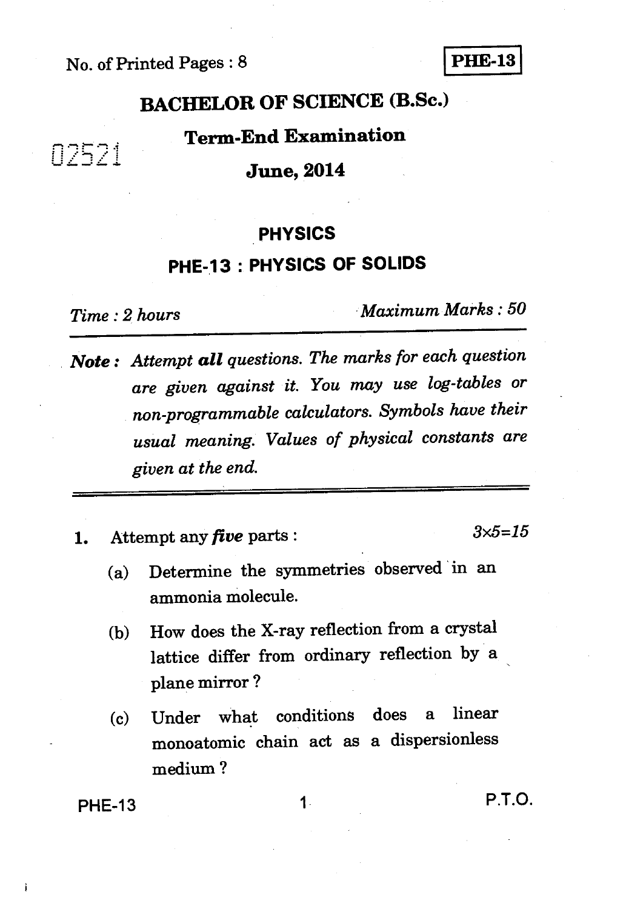No. of Printed Pages : 8

**PHE-13**

# BACHELOR OF SCIENCE (B.Sc.)

## Term-End Examination

02521

## June, 2014

## PHYSICS

## PHE-13 : PHYSICS OF SOLIDS

*Time : 2 hours* *Maximum Marks : 50*

***Note :*** *Attempt **all** questions. The marks for each question are given against it. You may use log-tables or non-programmable calculators. Symbols have their usual meaning. Values of physical constants are given at the end.*

---

1. Attempt any ***five*** parts : *3×5=15*

   (a) Determine the symmetries observed in an ammonia molecule.

   (b) How does the X-ray reflection from a crystal lattice differ from ordinary reflection by a plane mirror ?

   (c) Under what conditions does a linear monoatomic chain act as a dispersionless medium ?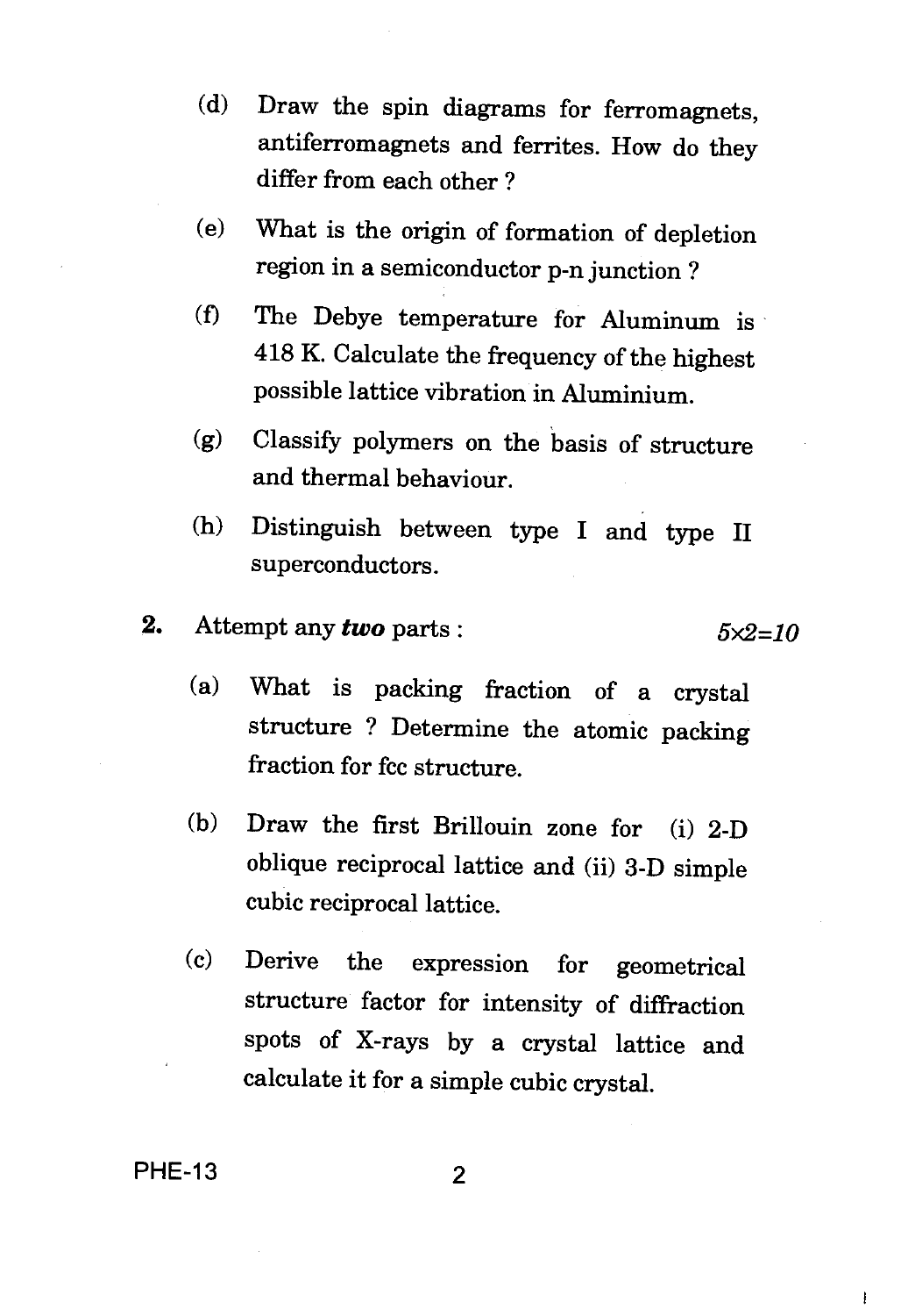(d) Draw the spin diagrams for ferromagnets, antiferromagnets and ferrites. How do they differ from each other ?

(e) What is the origin of formation of depletion region in a semiconductor p-n junction ?

(f) The Debye temperature for Aluminum is 418 K. Calculate the frequency of the highest possible lattice vibration in Aluminium.

(g) Classify polymers on the basis of structure and thermal behaviour.

(h) Distinguish between type I and type II superconductors.

**2.** Attempt any ***two*** parts : $5 \times 2 = 10$

(a) What is packing fraction of a crystal structure ? Determine the atomic packing fraction for fcc structure.

(b) Draw the first Brillouin zone for (i) 2-D oblique reciprocal lattice and (ii) 3-D simple cubic reciprocal lattice.

(c) Derive the expression for geometrical structure factor for intensity of diffraction spots of X-rays by a crystal lattice and calculate it for a simple cubic crystal.

PHE-13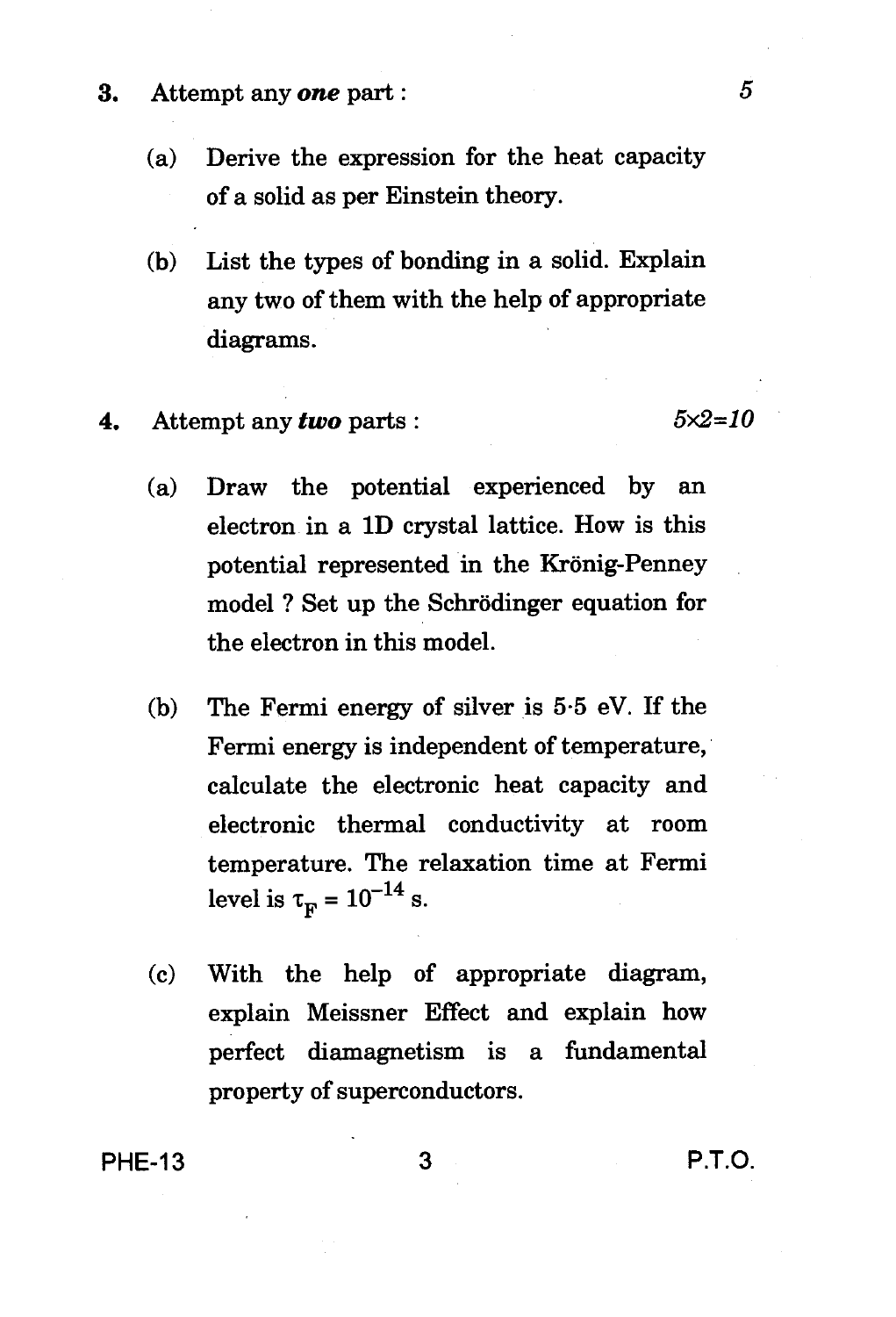3. Attempt any ***one*** part : 5

(a) Derive the expression for the heat capacity of a solid as per Einstein theory.

(b) List the types of bonding in a solid. Explain any two of them with the help of appropriate diagrams.

4. Attempt any ***two*** parts : $5 \times 2 = 10$

(a) Draw the potential experienced by an electron in a 1D crystal lattice. How is this potential represented in the Krönig-Penney model ? Set up the Schrödinger equation for the electron in this model.

(b) The Fermi energy of silver is 5·5 eV. If the Fermi energy is independent of temperature, calculate the electronic heat capacity and electronic thermal conductivity at room temperature. The relaxation time at Fermi level is $\tau_F = 10^{-14}$ s.

(c) With the help of appropriate diagram, explain Meissner Effect and explain how perfect diamagnetism is a fundamental property of superconductors.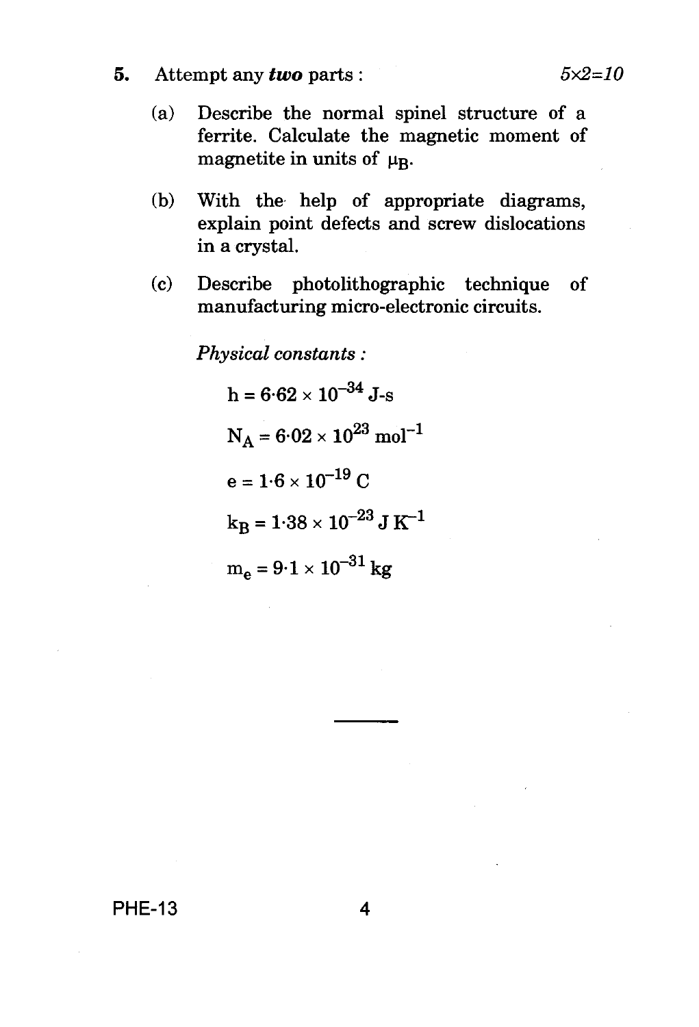5. Attempt any ***two*** parts : *5×2=10*

(a) Describe the normal spinel structure of a ferrite. Calculate the magnetic moment of magnetite in units of $\mu_B$.

(b) With the help of appropriate diagrams, explain point defects and screw dislocations in a crystal.

(c) Describe photolithographic technique of manufacturing micro-electronic circuits.

*Physical constants :*

$h = 6{\cdot}62 \times 10^{-34}$ J-s

$N_A = 6{\cdot}02 \times 10^{23}$ mol$^{-1}$

$e = 1{\cdot}6 \times 10^{-19}$ C

$k_B = 1{\cdot}38 \times 10^{-23}$ J K$^{-1}$

$m_e = 9{\cdot}1 \times 10^{-31}$ kg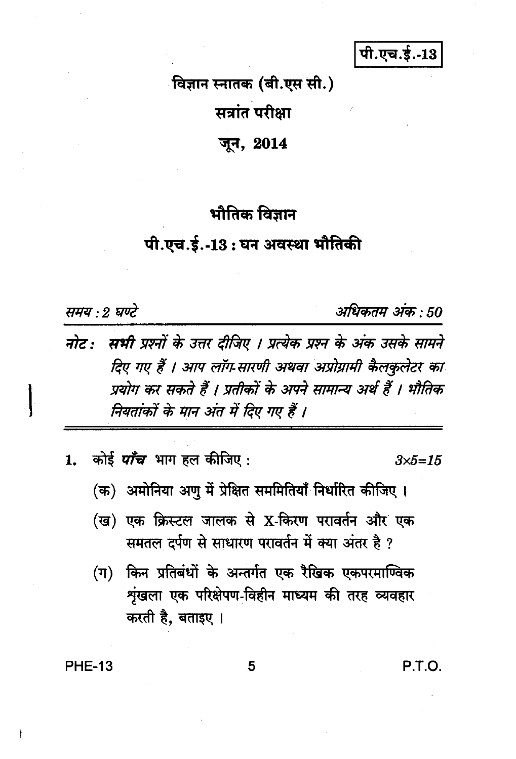पी.एच.ई.-13

विज्ञान स्नातक (बी.एस सी.)

सत्रांत परीक्षा

जून, 2014

## भौतिक विज्ञान

## पी.एच.ई.-13 : घन अवस्था भौतिकी

*समय : 2 घण्टे* *अधिकतम अंक : 50*

***नोट :*** ***सभी*** *प्रश्नों के उत्तर दीजिए । प्रत्येक प्रश्न के अंक उसके सामने दिए गए हैं । आप लॉग-सारणी अथवा अप्रोग्रामी कैलकुलेटर का प्रयोग कर सकते हैं । प्रतीकों के अपने सामान्य अर्थ हैं । भौतिक नियतांकों के मान अंत में दिए गए हैं ।*

1. कोई ***पाँच*** भाग हल कीजिए : *3×5=15*

   (क) अमोनिया अणु में प्रेक्षित सममितियाँ निर्धारित कीजिए ।

   (ख) एक क्रिस्टल जालक से X-किरण परावर्तन और एक समतल दर्पण से साधारण परावर्तन में क्या अंतर है ?

   (ग) किन प्रतिबंधों के अन्तर्गत एक रैखिक एकपरमाण्विक श्रृंखला एक परिक्षेपण-विहीन माध्यम की तरह व्यवहार करती है, बताइए ।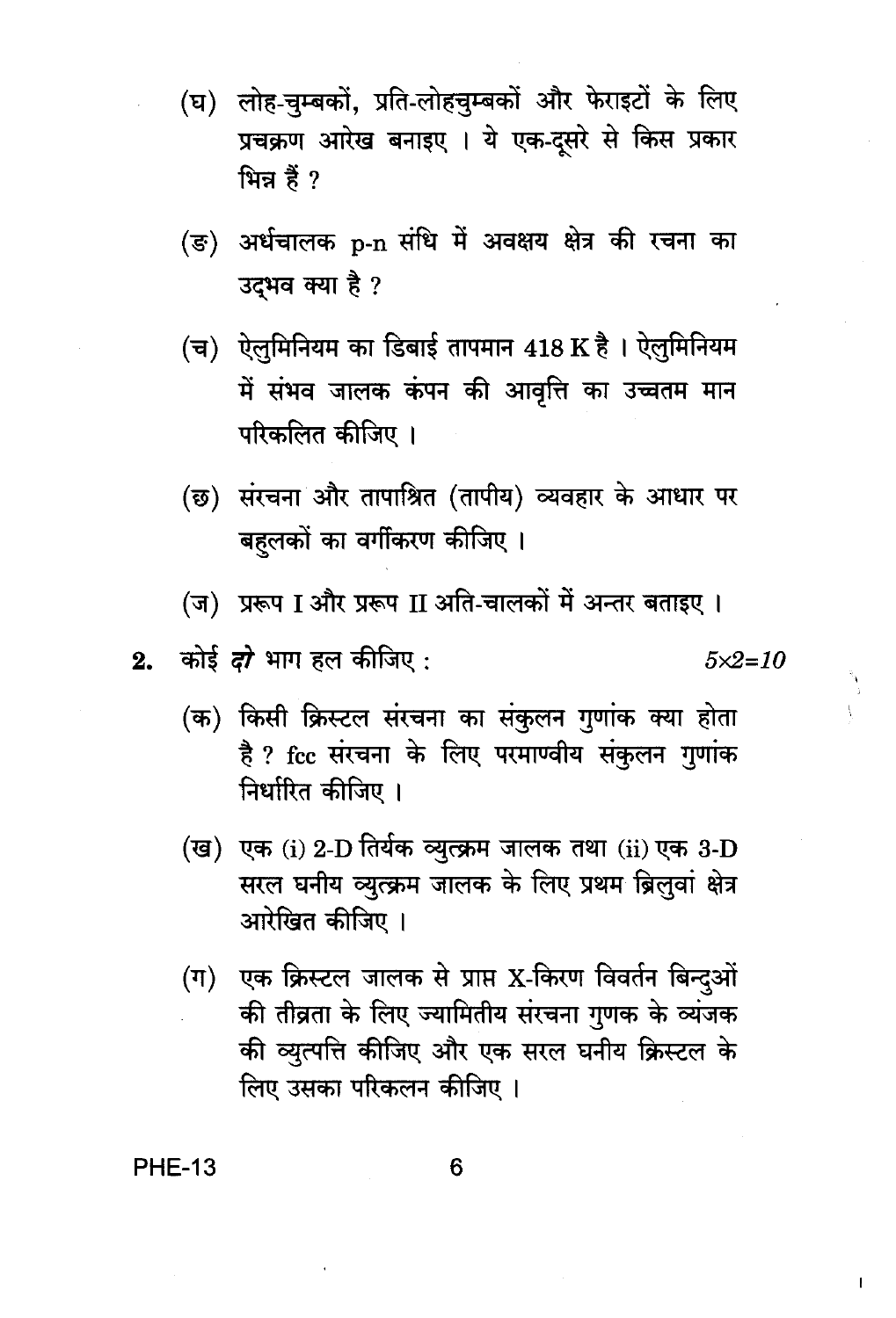(घ) लोह-चुम्बकों, प्रति-लोहचुम्बकों और फेराइटों के लिए प्रचक्रण आरेख बनाइए । ये एक-दूसरे से किस प्रकार भिन्न हैं ?

(ङ) अर्धचालक p-n संधि में अवक्षय क्षेत्र की रचना का उद्भव क्या है ?

(च) ऐलुमिनियम का डिबाई तापमान 418 K है । ऐलुमिनियम में संभव जालक कंपन की आवृत्ति का उच्चतम मान परिकलित कीजिए ।

(छ) संरचना और तापाश्रित (तापीय) व्यवहार के आधार पर बहुलकों का वर्गीकरण कीजिए ।

(ज) प्ररूप I और प्ररूप II अति-चालकों में अन्तर बताइए ।

**2.** कोई ***दो*** भाग हल कीजिए : *5×2=10*

(क) किसी क्रिस्टल संरचना का संकुलन गुणांक क्या होता है ? fcc संरचना के लिए परमाण्वीय संकुलन गुणांक निर्धारित कीजिए ।

(ख) एक (i) 2-D तिर्यक व्युत्क्रम जालक तथा (ii) एक 3-D सरल घनीय व्युत्क्रम जालक के लिए प्रथम ब्रिलुवां क्षेत्र आरेखित कीजिए ।

(ग) एक क्रिस्टल जालक से प्राप्त X-किरण विवर्तन बिन्दुओं की तीव्रता के लिए ज्यामितीय संरचना गुणक के व्यंजक की व्युत्पत्ति कीजिए और एक सरल घनीय क्रिस्टल के लिए उसका परिकलन कीजिए ।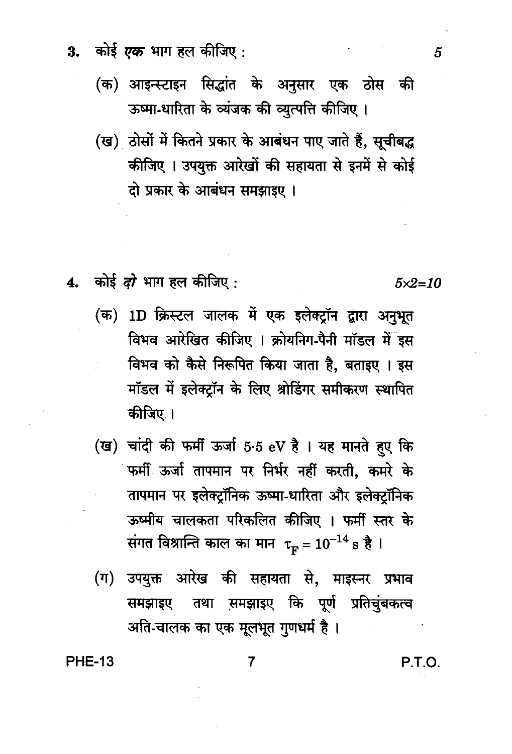3. कोई *एक* भाग हल कीजिए : 5

   (क) आइन्स्टाइन सिद्धांत के अनुसार एक ठोस की ऊष्मा-धारिता के व्यंजक की व्युत्पत्ति कीजिए ।

   (ख) ठोसों में कितने प्रकार के आबंधन पाए जाते हैं, सूचीबद्ध कीजिए । उपयुक्त आरेखों की सहायता से इनमें से कोई दो प्रकार के आबंधन समझाइए ।

4. कोई *दो* भाग हल कीजिए : $5 \times 2 = 10$

   (क) 1D क्रिस्टल जालक में एक इलेक्ट्रॉन द्वारा अनुभूत विभव आरेखित कीजिए । क्रोयनिग-पैनी मॉडल में इस विभव को कैसे निरूपित किया जाता है, बताइए । इस मॉडल में इलेक्ट्रॉन के लिए श्रोडिंगर समीकरण स्थापित कीजिए ।

   (ख) चांदी की फर्मी ऊर्जा 5·5 eV है । यह मानते हुए कि फर्मी ऊर्जा तापमान पर निर्भर नहीं करती, कमरे के तापमान पर इलेक्ट्रॉनिक ऊष्मा-धारिता और इलेक्ट्रॉनिक ऊष्मीय चालकता परिकलित कीजिए । फर्मी स्तर के संगत विश्रान्ति काल का मान $\tau_F = 10^{-14}$ s है ।

   (ग) उपयुक्त आरेख की सहायता से, माइस्नर प्रभाव समझाइए तथा समझाइए कि पूर्ण प्रतिचुंबकत्व अति-चालक का एक मूलभूत गुणधर्म है ।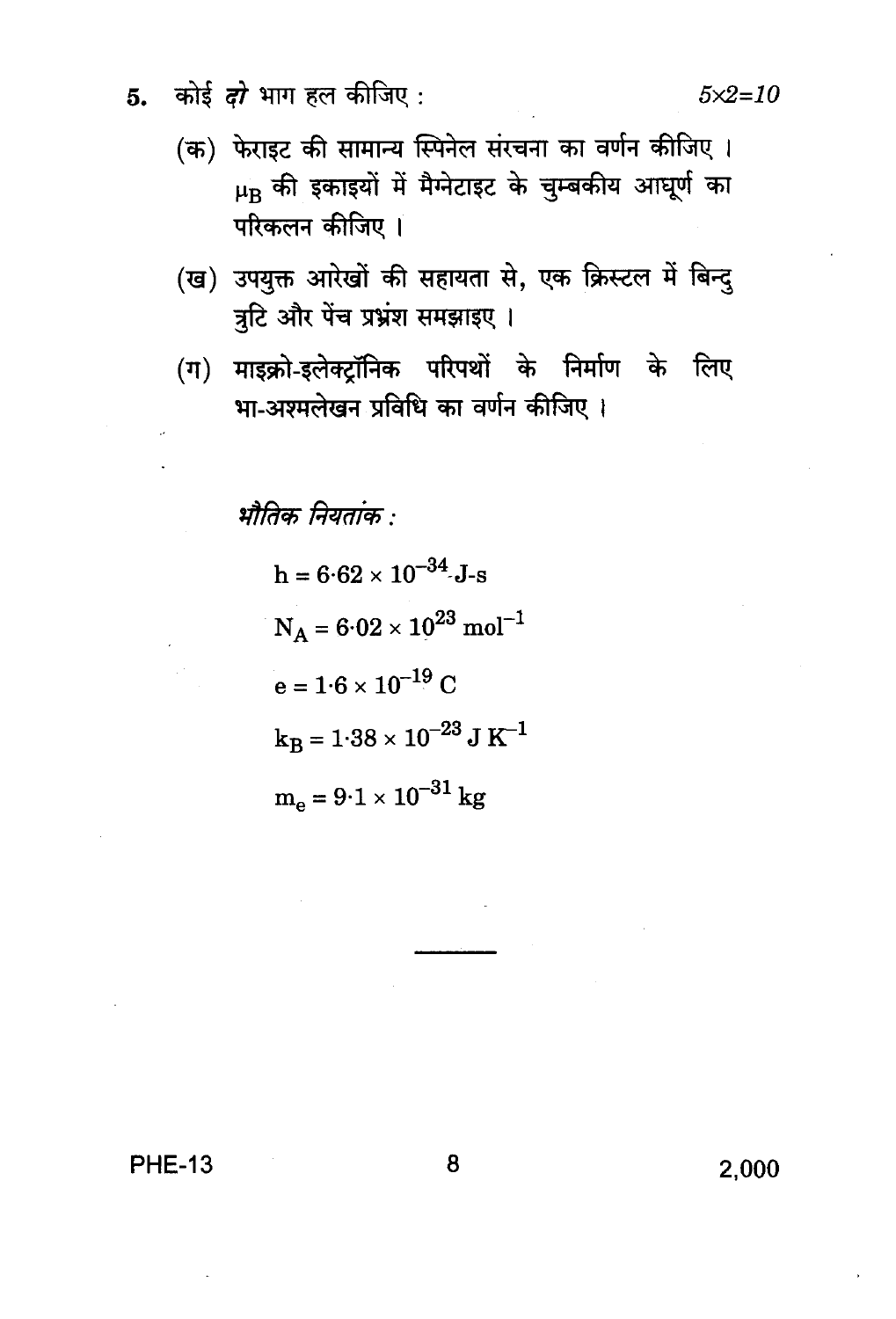5. कोई *दो* भाग हल कीजिए : $5 \times 2 = 10$

(क) फेराइट की सामान्य स्पिनेल संरचना का वर्णन कीजिए । $\mu_B$ की इकाइयों में मैग्नेटाइट के चुम्बकीय आघूर्ण का परिकलन कीजिए ।

(ख) उपयुक्त आरेखों की सहायता से, एक क्रिस्टल में बिन्दु त्रुटि और पेंच प्रभ्रंश समझाइए ।

(ग) माइक्रो-इलेक्ट्रॉनिक परिपथों के निर्माण के लिए भा-अश्मलेखन प्रविधि का वर्णन कीजिए ।

*भौतिक नियतांक :*

$h = 6{\cdot}62 \times 10^{-34}$ J-s

$N_A = 6{\cdot}02 \times 10^{23}\ \text{mol}^{-1}$

$e = 1{\cdot}6 \times 10^{-19}$ C

$k_B = 1{\cdot}38 \times 10^{-23}\ \text{J K}^{-1}$

$m_e = 9{\cdot}1 \times 10^{-31}$ kg

PHE-13 2,000